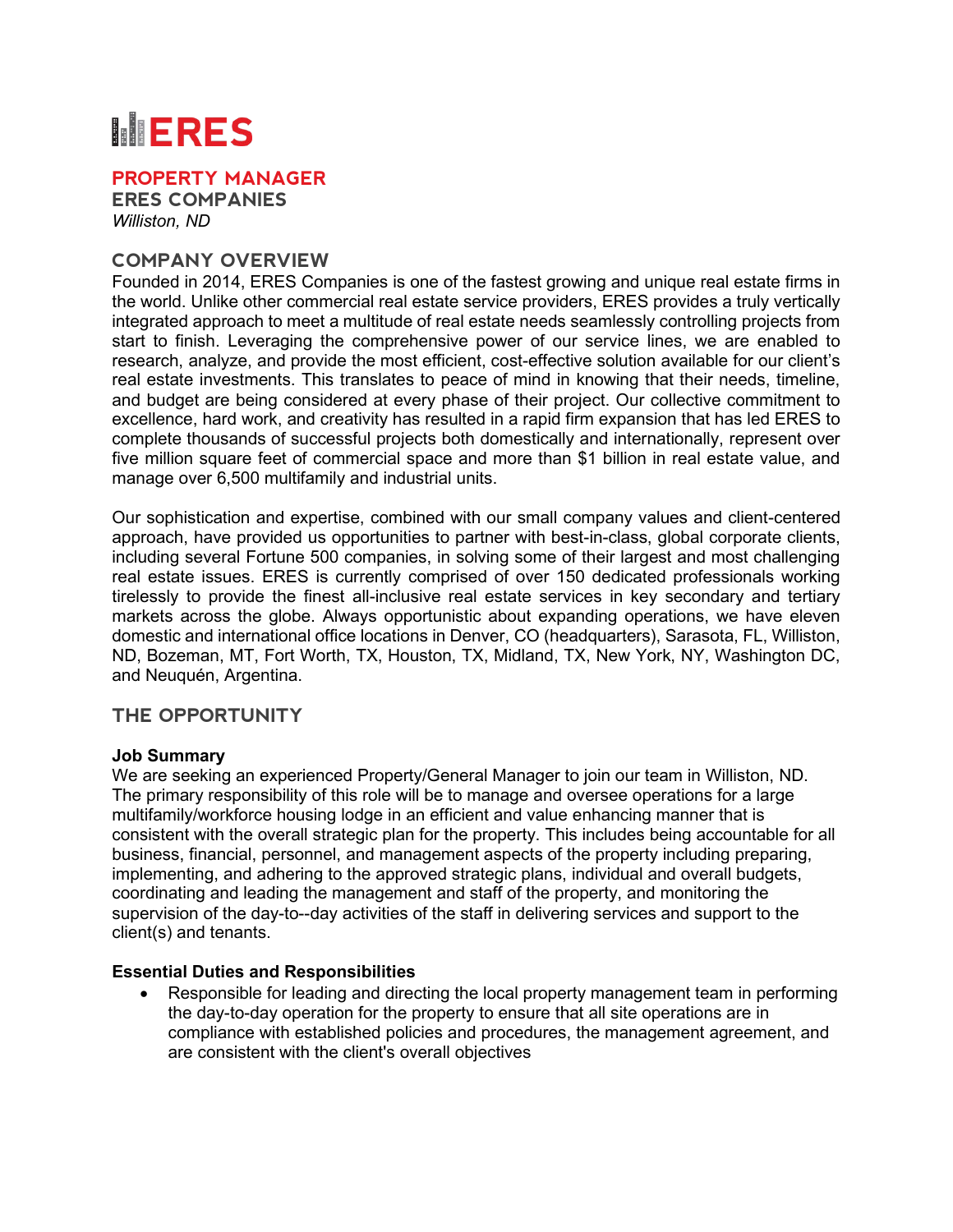# ERES

## PROPERTY MANAGER

**ERES COMPANIES**

*Williston, ND*

## COMPANY OVERVIEW

Founded in 2014, ERES Companies is one of the fastest growing and unique real estate firms in the world. Unlike other commercial real estate service providers, ERES provides a truly vertically integrated approach to meet a multitude of real estate needs seamlessly controlling projects from start to finish. Leveraging the comprehensive power of our service lines, we are enabled to research, analyze, and provide the most efficient, cost-effective solution available for our client's real estate investments. This translates to peace of mind in knowing that their needs, timeline, and budget are being considered at every phase of their project. Our collective commitment to excellence, hard work, and creativity has resulted in a rapid firm expansion that has led ERES to complete thousands of successful projects both domestically and internationally, represent over five million square feet of commercial space and more than $1 billion in real estate value, and manage over 6,500 multifamily and industrial units.

Our sophistication and expertise, combined with our small company values and client-centered approach, have provided us opportunities to partner with best-in-class, global corporate clients, including several Fortune 500 companies, in solving some of their largest and most challenging real estate issues. ERES is currently comprised of over 150 dedicated professionals working tirelessly to provide the finest all-inclusive real estate services in key secondary and tertiary markets across the globe. Always opportunistic about expanding operations, we have eleven domestic and international office locations in Denver, CO (headquarters), Sarasota, FL, Williston, ND, Bozeman, MT, Fort Worth, TX, Houston, TX, Midland, TX, New York, NY, Washington DC, and Neuquén, Argentina.

## THE OPPORTUNITY

**Job Summary**

We are seeking an experienced Property/General Manager to join our team in Williston, ND. The primary responsibility of this role will be to manage and oversee operations for a large multifamily/workforce housing lodge in an efficient and value enhancing manner that is consistent with the overall strategic plan for the property. This includes being accountable for all business, financial, personnel, and management aspects of the property including preparing, implementing, and adhering to the approved strategic plans, individual and overall budgets, coordinating and leading the management and staff of the property, and monitoring the supervision of the day-to--day activities of the staff in delivering services and support to the client(s) and tenants.

**Essential Duties and Responsibilities**

- Responsible for leading and directing the local property management team in performing the day-to-day operation for the property to ensure that all site operations are in compliance with established policies and procedures, the management agreement, and are consistent with the client's overall objectives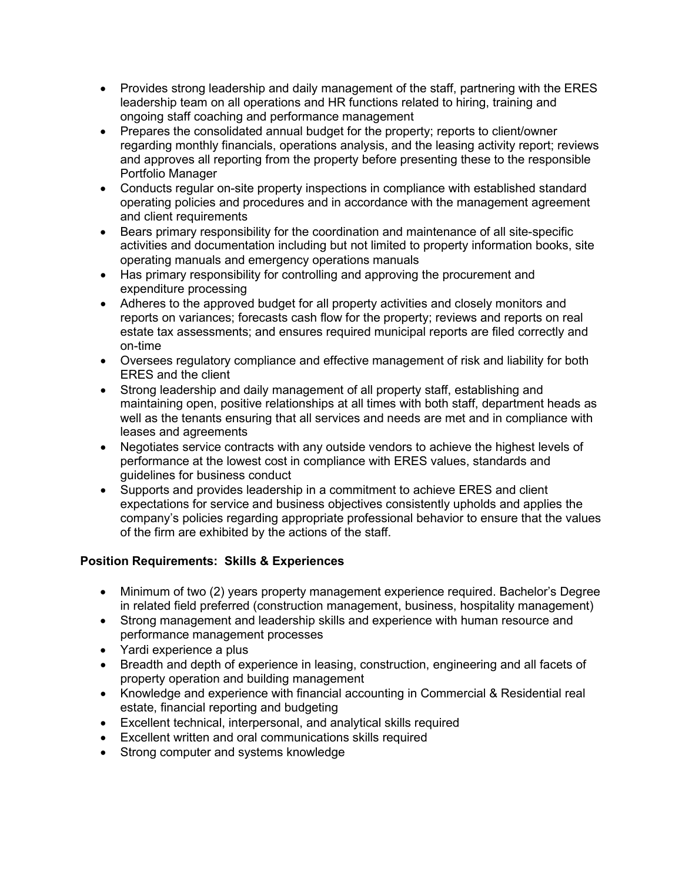- Provides strong leadership and daily management of the staff, partnering with the ERES leadership team on all operations and HR functions related to hiring, training and ongoing staff coaching and performance management
- Prepares the consolidated annual budget for the property; reports to client/owner regarding monthly financials, operations analysis, and the leasing activity report; reviews and approves all reporting from the property before presenting these to the responsible Portfolio Manager
- Conducts regular on-site property inspections in compliance with established standard operating policies and procedures and in accordance with the management agreement and client requirements
- Bears primary responsibility for the coordination and maintenance of all site-specific activities and documentation including but not limited to property information books, site operating manuals and emergency operations manuals
- Has primary responsibility for controlling and approving the procurement and expenditure processing
- Adheres to the approved budget for all property activities and closely monitors and reports on variances; forecasts cash flow for the property; reviews and reports on real estate tax assessments; and ensures required municipal reports are filed correctly and on-time
- Oversees regulatory compliance and effective management of risk and liability for both ERES and the client
- Strong leadership and daily management of all property staff, establishing and maintaining open, positive relationships at all times with both staff, department heads as well as the tenants ensuring that all services and needs are met and in compliance with leases and agreements
- Negotiates service contracts with any outside vendors to achieve the highest levels of performance at the lowest cost in compliance with ERES values, standards and guidelines for business conduct
- Supports and provides leadership in a commitment to achieve ERES and client expectations for service and business objectives consistently upholds and applies the company's policies regarding appropriate professional behavior to ensure that the values of the firm are exhibited by the actions of the staff.

**Position Requirements: Skills & Experiences**

- Minimum of two (2) years property management experience required. Bachelor's Degree in related field preferred (construction management, business, hospitality management)
- Strong management and leadership skills and experience with human resource and performance management processes
- Yardi experience a plus
- Breadth and depth of experience in leasing, construction, engineering and all facets of property operation and building management
- Knowledge and experience with financial accounting in Commercial & Residential real estate, financial reporting and budgeting
- Excellent technical, interpersonal, and analytical skills required
- Excellent written and oral communications skills required
- Strong computer and systems knowledge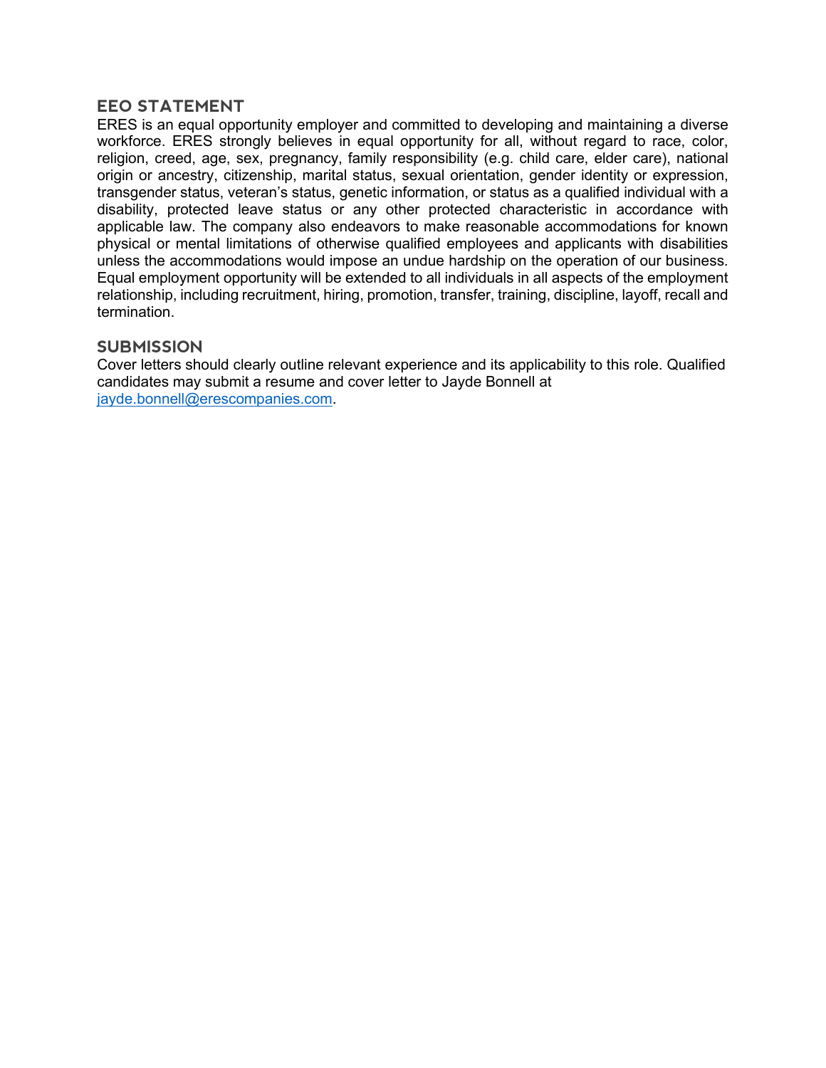## EEO STATEMENT

ERES is an equal opportunity employer and committed to developing and maintaining a diverse workforce. ERES strongly believes in equal opportunity for all, without regard to race, color, religion, creed, age, sex, pregnancy, family responsibility (e.g. child care, elder care), national origin or ancestry, citizenship, marital status, sexual orientation, gender identity or expression, transgender status, veteran's status, genetic information, or status as a qualified individual with a disability, protected leave status or any other protected characteristic in accordance with applicable law. The company also endeavors to make reasonable accommodations for known physical or mental limitations of otherwise qualified employees and applicants with disabilities unless the accommodations would impose an undue hardship on the operation of our business. Equal employment opportunity will be extended to all individuals in all aspects of the employment relationship, including recruitment, hiring, promotion, transfer, training, discipline, layoff, recall and termination.

## SUBMISSION

Cover letters should clearly outline relevant experience and its applicability to this role. Qualified candidates may submit a resume and cover letter to Jayde Bonnell at [jayde.bonnell@erescompanies.com](mailto:jayde.bonnell@erescompanies.com).